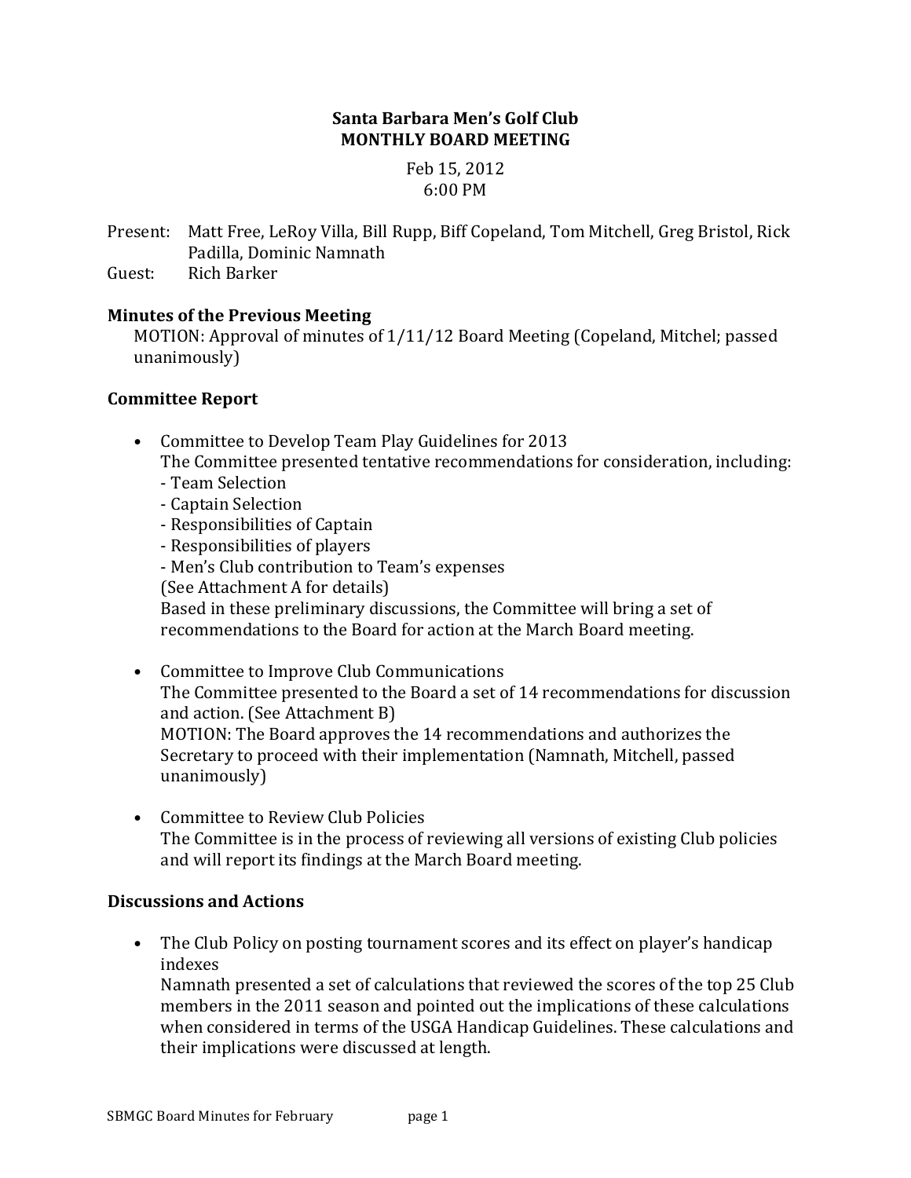# Santa Barbara Men's Golf Club
## MONTHLY BOARD MEETING

Feb 15, 2012
6:00 PM

Present: Matt Free, LeRoy Villa, Bill Rupp, Biff Copeland, Tom Mitchell, Greg Bristol, Rick Padilla, Dominic Namnath
Guest: Rich Barker

### Minutes of the Previous Meeting

MOTION: Approval of minutes of 1/11/12 Board Meeting (Copeland, Mitchel; passed unanimously)

### Committee Report

- Committee to Develop Team Play Guidelines for 2013
  The Committee presented tentative recommendations for consideration, including:
  - Team Selection
  - Captain Selection
  - Responsibilities of Captain
  - Responsibilities of players
  - Men's Club contribution to Team's expenses

  (See Attachment A for details)
  Based in these preliminary discussions, the Committee will bring a set of recommendations to the Board for action at the March Board meeting.

- Committee to Improve Club Communications
  The Committee presented to the Board a set of 14 recommendations for discussion and action. (See Attachment B)
  MOTION: The Board approves the 14 recommendations and authorizes the Secretary to proceed with their implementation (Namnath, Mitchell, passed unanimously)

- Committee to Review Club Policies
  The Committee is in the process of reviewing all versions of existing Club policies and will report its findings at the March Board meeting.

### Discussions and Actions

- The Club Policy on posting tournament scores and its effect on player's handicap indexes
  Namnath presented a set of calculations that reviewed the scores of the top 25 Club members in the 2011 season and pointed out the implications of these calculations when considered in terms of the USGA Handicap Guidelines. These calculations and their implications were discussed at length.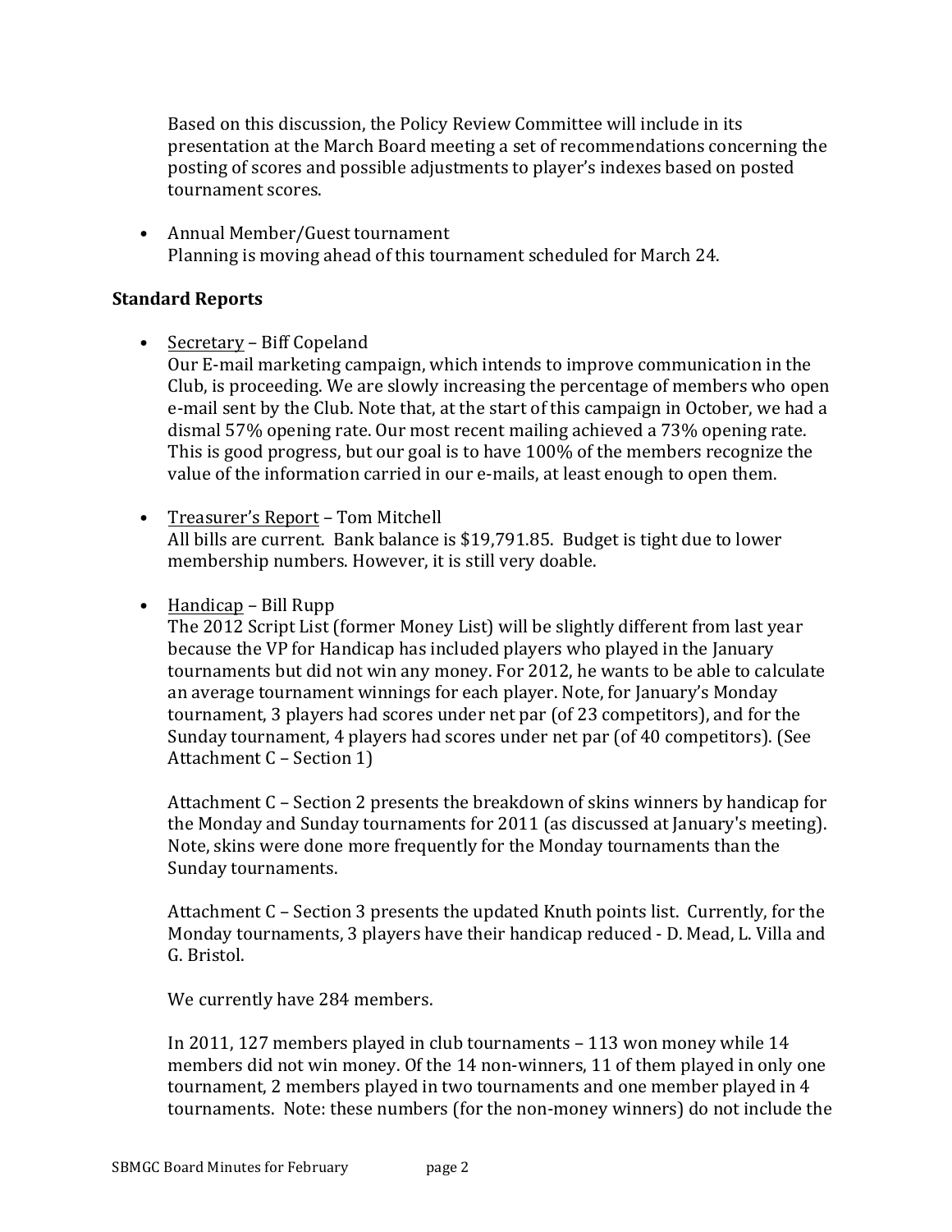Based on this discussion, the Policy Review Committee will include in its presentation at the March Board meeting a set of recommendations concerning the posting of scores and possible adjustments to player's indexes based on posted tournament scores.

- Annual Member/Guest tournament
  Planning is moving ahead of this tournament scheduled for March 24.

**Standard Reports**

- Secretary – Biff Copeland
  Our E-mail marketing campaign, which intends to improve communication in the Club, is proceeding. We are slowly increasing the percentage of members who open e-mail sent by the Club. Note that, at the start of this campaign in October, we had a dismal 57% opening rate. Our most recent mailing achieved a 73% opening rate. This is good progress, but our goal is to have 100% of the members recognize the value of the information carried in our e-mails, at least enough to open them.

- Treasurer's Report – Tom Mitchell
  All bills are current. Bank balance is $19,791.85. Budget is tight due to lower membership numbers. However, it is still very doable.

- Handicap – Bill Rupp
  The 2012 Script List (former Money List) will be slightly different from last year because the VP for Handicap has included players who played in the January tournaments but did not win any money. For 2012, he wants to be able to calculate an average tournament winnings for each player. Note, for January's Monday tournament, 3 players had scores under net par (of 23 competitors), and for the Sunday tournament, 4 players had scores under net par (of 40 competitors). (See Attachment C – Section 1)

  Attachment C – Section 2 presents the breakdown of skins winners by handicap for the Monday and Sunday tournaments for 2011 (as discussed at January's meeting). Note, skins were done more frequently for the Monday tournaments than the Sunday tournaments.

  Attachment C – Section 3 presents the updated Knuth points list. Currently, for the Monday tournaments, 3 players have their handicap reduced - D. Mead, L. Villa and G. Bristol.

  We currently have 284 members.

  In 2011, 127 members played in club tournaments – 113 won money while 14 members did not win money. Of the 14 non-winners, 11 of them played in only one tournament, 2 members played in two tournaments and one member played in 4 tournaments. Note: these numbers (for the non-money winners) do not include the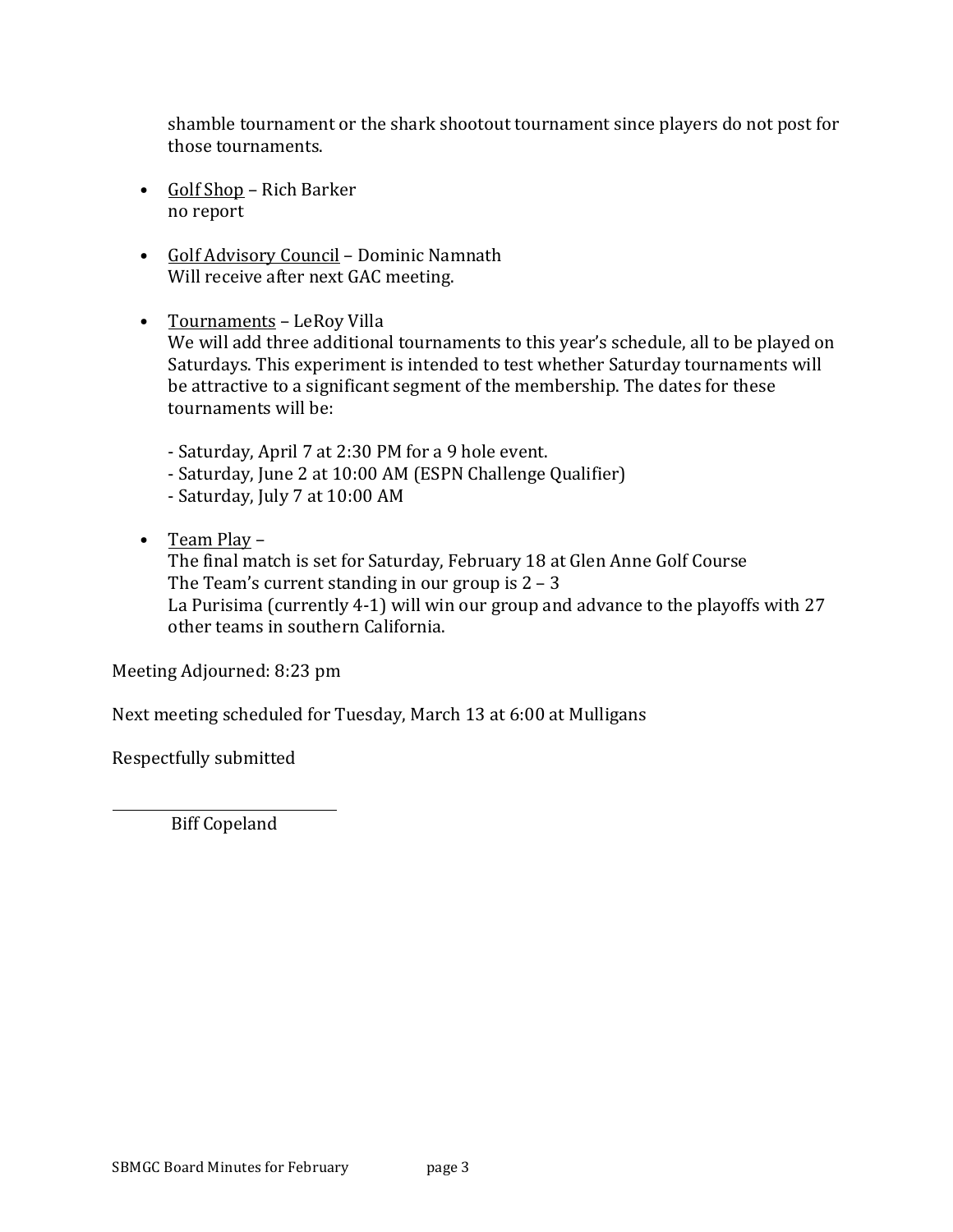shamble tournament or the shark shootout tournament since players do not post for those tournaments.

- Golf Shop – Rich Barker
  no report

- Golf Advisory Council – Dominic Namnath
  Will receive after next GAC meeting.

- Tournaments – LeRoy Villa
  We will add three additional tournaments to this year's schedule, all to be played on Saturdays. This experiment is intended to test whether Saturday tournaments will be attractive to a significant segment of the membership. The dates for these tournaments will be:

  - Saturday, April 7 at 2:30 PM for a 9 hole event.
  - Saturday, June 2 at 10:00 AM (ESPN Challenge Qualifier)
  - Saturday, July 7 at 10:00 AM

- Team Play –
  The final match is set for Saturday, February 18 at Glen Anne Golf Course
  The Team's current standing in our group is 2 – 3
  La Purisima (currently 4-1) will win our group and advance to the playoffs with 27 other teams in southern California.

Meeting Adjourned: 8:23 pm

Next meeting scheduled for Tuesday, March 13 at 6:00 at Mulligans

Respectfully submitted

Biff Copeland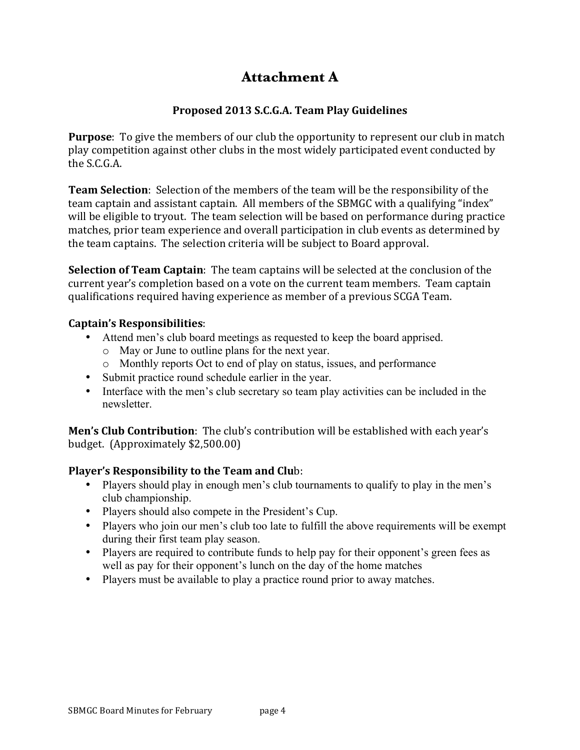# Attachment A

## Proposed 2013 S.C.G.A. Team Play Guidelines

**Purpose**: To give the members of our club the opportunity to represent our club in match play competition against other clubs in the most widely participated event conducted by the S.C.G.A.

**Team Selection**: Selection of the members of the team will be the responsibility of the team captain and assistant captain. All members of the SBMGC with a qualifying "index" will be eligible to tryout. The team selection will be based on performance during practice matches, prior team experience and overall participation in club events as determined by the team captains. The selection criteria will be subject to Board approval.

**Selection of Team Captain**: The team captains will be selected at the conclusion of the current year's completion based on a vote on the current team members. Team captain qualifications required having experience as member of a previous SCGA Team.

**Captain's Responsibilities**:

- Attend men's club board meetings as requested to keep the board apprised.
  - May or June to outline plans for the next year.
  - Monthly reports Oct to end of play on status, issues, and performance
- Submit practice round schedule earlier in the year.
- Interface with the men's club secretary so team play activities can be included in the newsletter.

**Men's Club Contribution**: The club's contribution will be established with each year's budget. (Approximately $2,500.00)

**Player's Responsibility to the Team and Club**:

- Players should play in enough men's club tournaments to qualify to play in the men's club championship.
- Players should also compete in the President's Cup.
- Players who join our men's club too late to fulfill the above requirements will be exempt during their first team play season.
- Players are required to contribute funds to help pay for their opponent's green fees as well as pay for their opponent's lunch on the day of the home matches
- Players must be available to play a practice round prior to away matches.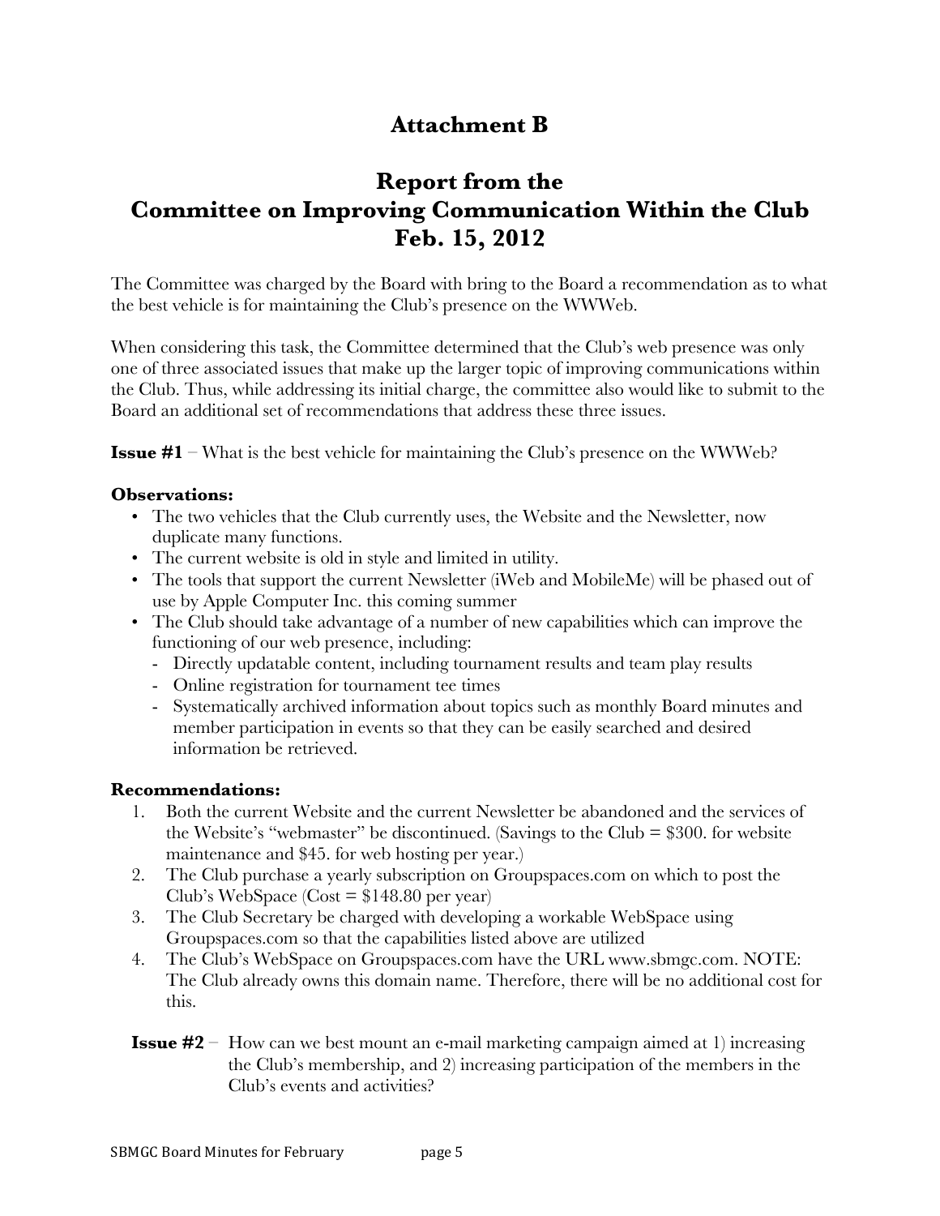# Attachment B

# Report from the Committee on Improving Communication Within the Club Feb. 15, 2012

The Committee was charged by the Board with bring to the Board a recommendation as to what the best vehicle is for maintaining the Club's presence on the WWWeb.

When considering this task, the Committee determined that the Club's web presence was only one of three associated issues that make up the larger topic of improving communications within the Club. Thus, while addressing its initial charge, the committee also would like to submit to the Board an additional set of recommendations that address these three issues.

**Issue #1** – What is the best vehicle for maintaining the Club's presence on the WWWeb?

**Observations:**

- The two vehicles that the Club currently uses, the Website and the Newsletter, now duplicate many functions.
- The current website is old in style and limited in utility.
- The tools that support the current Newsletter (iWeb and MobileMe) will be phased out of use by Apple Computer Inc. this coming summer
- The Club should take advantage of a number of new capabilities which can improve the functioning of our web presence, including:
  - Directly updatable content, including tournament results and team play results
  - Online registration for tournament tee times
  - Systematically archived information about topics such as monthly Board minutes and member participation in events so that they can be easily searched and desired information be retrieved.

**Recommendations:**

1. Both the current Website and the current Newsletter be abandoned and the services of the Website's "webmaster" be discontinued. (Savings to the Club = $300. for website maintenance and $45. for web hosting per year.)
2. The Club purchase a yearly subscription on Groupspaces.com on which to post the Club's WebSpace (Cost = $148.80 per year)
3. The Club Secretary be charged with developing a workable WebSpace using Groupspaces.com so that the capabilities listed above are utilized
4. The Club's WebSpace on Groupspaces.com have the URL www.sbmgc.com. NOTE: The Club already owns this domain name. Therefore, there will be no additional cost for this.

**Issue #2** – How can we best mount an e-mail marketing campaign aimed at 1) increasing the Club's membership, and 2) increasing participation of the members in the Club's events and activities?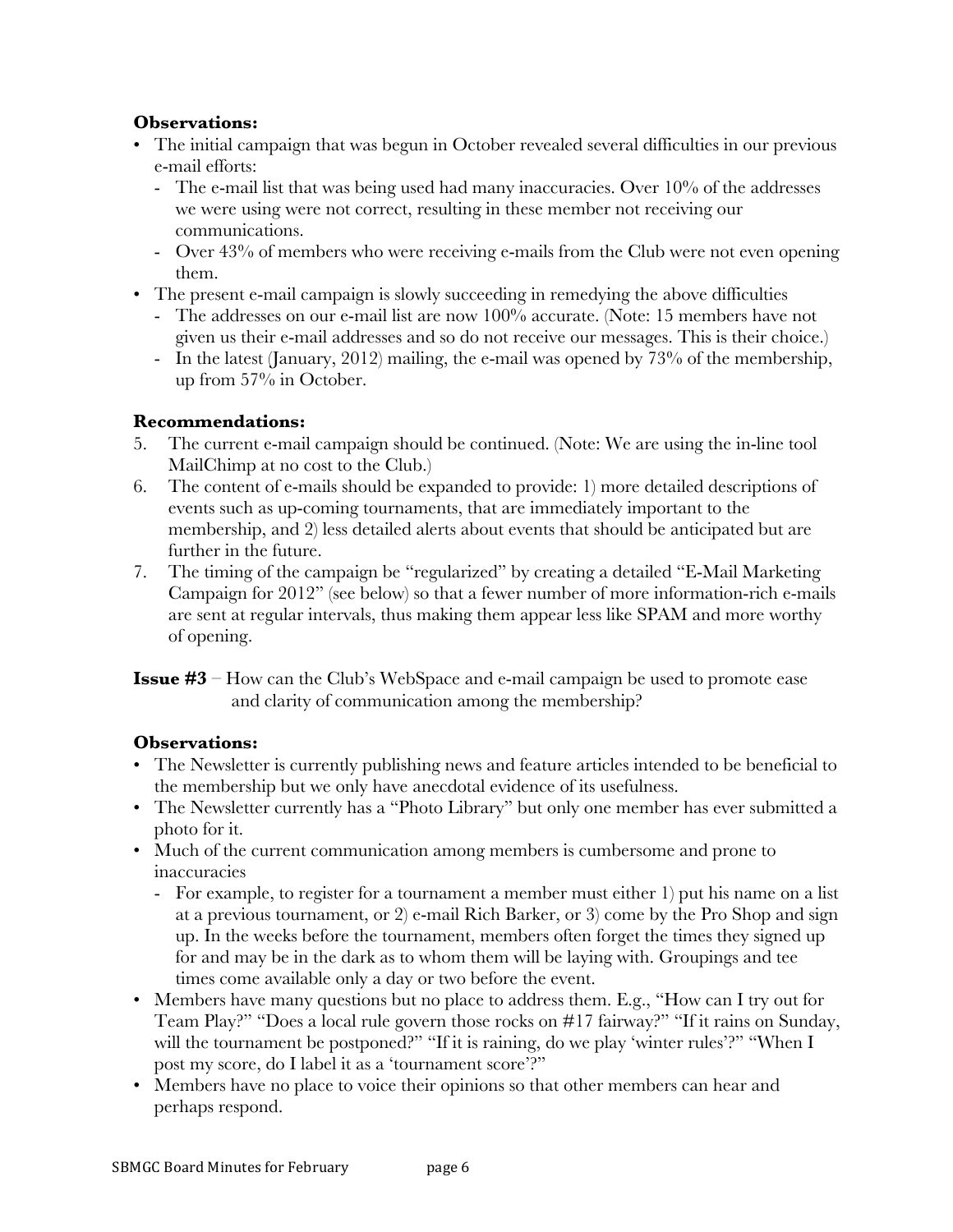**Observations:**

- The initial campaign that was begun in October revealed several difficulties in our previous e-mail efforts:
  - The e-mail list that was being used had many inaccuracies. Over 10% of the addresses we were using were not correct, resulting in these member not receiving our communications.
  - Over 43% of members who were receiving e-mails from the Club were not even opening them.
- The present e-mail campaign is slowly succeeding in remedying the above difficulties
  - The addresses on our e-mail list are now 100% accurate. (Note: 15 members have not given us their e-mail addresses and so do not receive our messages. This is their choice.)
  - In the latest (January, 2012) mailing, the e-mail was opened by 73% of the membership, up from 57% in October.

**Recommendations:**

5. The current e-mail campaign should be continued. (Note: We are using the in-line tool MailChimp at no cost to the Club.)
6. The content of e-mails should be expanded to provide: 1) more detailed descriptions of events such as up-coming tournaments, that are immediately important to the membership, and 2) less detailed alerts about events that should be anticipated but are further in the future.
7. The timing of the campaign be "regularized" by creating a detailed "E-Mail Marketing Campaign for 2012" (see below) so that a fewer number of more information-rich e-mails are sent at regular intervals, thus making them appear less like SPAM and more worthy of opening.

**Issue #3** – How can the Club's WebSpace and e-mail campaign be used to promote ease and clarity of communication among the membership?

**Observations:**

- The Newsletter is currently publishing news and feature articles intended to be beneficial to the membership but we only have anecdotal evidence of its usefulness.
- The Newsletter currently has a "Photo Library" but only one member has ever submitted a photo for it.
- Much of the current communication among members is cumbersome and prone to inaccuracies
  - For example, to register for a tournament a member must either 1) put his name on a list at a previous tournament, or 2) e-mail Rich Barker, or 3) come by the Pro Shop and sign up. In the weeks before the tournament, members often forget the times they signed up for and may be in the dark as to whom them will be laying with. Groupings and tee times come available only a day or two before the event.
- Members have many questions but no place to address them. E.g., "How can I try out for Team Play?" "Does a local rule govern those rocks on #17 fairway?" "If it rains on Sunday, will the tournament be postponed?" "If it is raining, do we play 'winter rules'?" "When I post my score, do I label it as a 'tournament score'?"
- Members have no place to voice their opinions so that other members can hear and perhaps respond.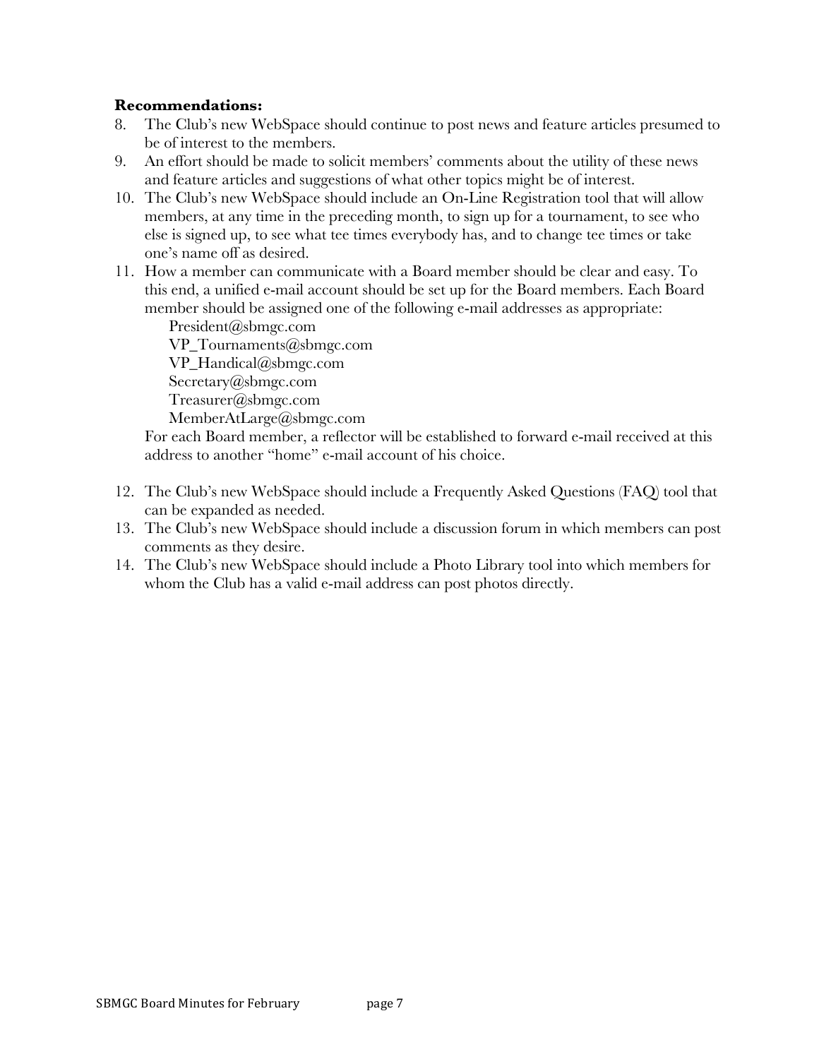**Recommendations:**

8. The Club's new WebSpace should continue to post news and feature articles presumed to be of interest to the members.
9. An effort should be made to solicit members' comments about the utility of these news and feature articles and suggestions of what other topics might be of interest.
10. The Club's new WebSpace should include an On-Line Registration tool that will allow members, at any time in the preceding month, to sign up for a tournament, to see who else is signed up, to see what tee times everybody has, and to change tee times or take one's name off as desired.
11. How a member can communicate with a Board member should be clear and easy. To this end, a unified e-mail account should be set up for the Board members. Each Board member should be assigned one of the following e-mail addresses as appropriate:

    President@sbmgc.com
    VP_Tournaments@sbmgc.com
    VP_Handical@sbmgc.com
    Secretary@sbmgc.com
    Treasurer@sbmgc.com
    MemberAtLarge@sbmgc.com

    For each Board member, a reflector will be established to forward e-mail received at this address to another "home" e-mail account of his choice.

12. The Club's new WebSpace should include a Frequently Asked Questions (FAQ) tool that can be expanded as needed.
13. The Club's new WebSpace should include a discussion forum in which members can post comments as they desire.
14. The Club's new WebSpace should include a Photo Library tool into which members for whom the Club has a valid e-mail address can post photos directly.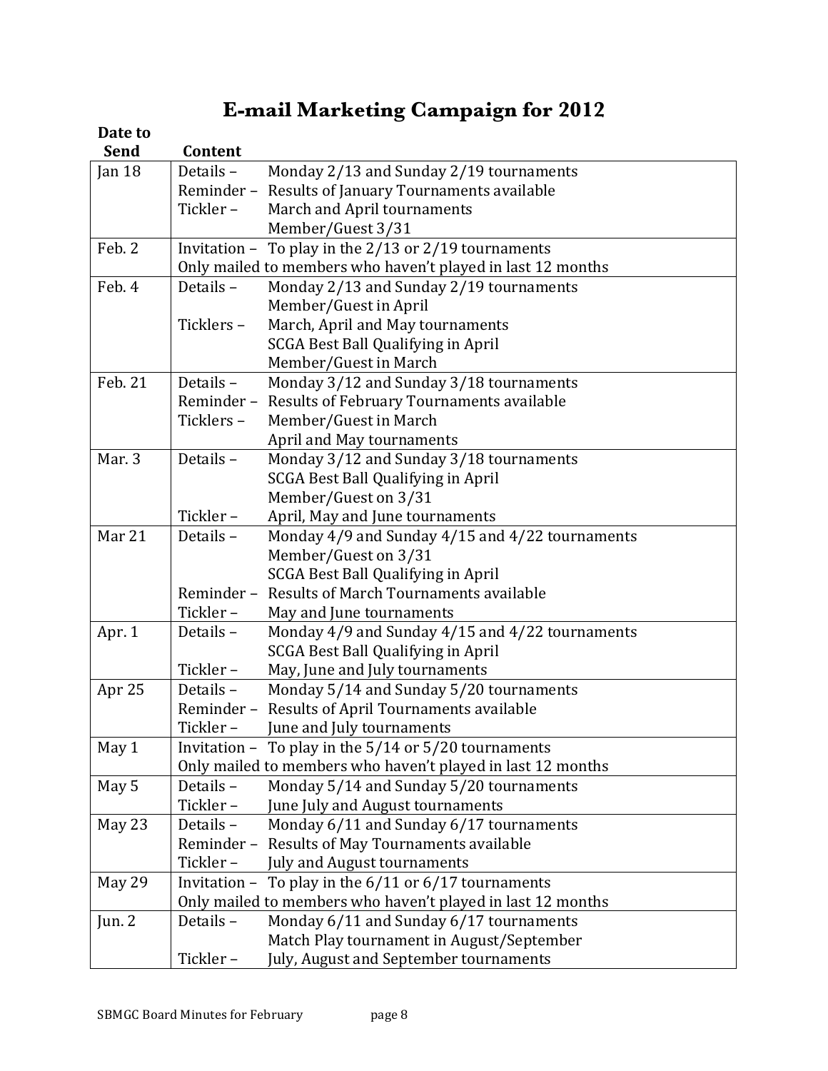# E-mail Marketing Campaign for 2012

| Date to Send | Content | |
|---|---|---|
| Jan 18 | Details – | Monday 2/13 and Sunday 2/19 tournaments |
| | Reminder – | Results of January Tournaments available |
| | Tickler – | March and April tournaments |
| | | Member/Guest 3/31 |
| Feb. 2 | Invitation – | To play in the 2/13 or 2/19 tournaments |
| | Only mailed to members who haven't played in last 12 months | |
| Feb. 4 | Details – | Monday 2/13 and Sunday 2/19 tournaments |
| | | Member/Guest in April |
| | Ticklers – | March, April and May tournaments |
| | | SCGA Best Ball Qualifying in April |
| | | Member/Guest in March |
| Feb. 21 | Details – | Monday 3/12 and Sunday 3/18 tournaments |
| | Reminder – | Results of February Tournaments available |
| | Ticklers – | Member/Guest in March |
| | | April and May tournaments |
| Mar. 3 | Details – | Monday 3/12 and Sunday 3/18 tournaments |
| | | SCGA Best Ball Qualifying in April |
| | | Member/Guest on 3/31 |
| | Tickler – | April, May and June tournaments |
| Mar 21 | Details – | Monday 4/9 and Sunday 4/15 and 4/22 tournaments |
| | | Member/Guest on 3/31 |
| | | SCGA Best Ball Qualifying in April |
| | Reminder – | Results of March Tournaments available |
| | Tickler – | May and June tournaments |
| Apr. 1 | Details – | Monday 4/9 and Sunday 4/15 and 4/22 tournaments |
| | | SCGA Best Ball Qualifying in April |
| | Tickler – | May, June and July tournaments |
| Apr 25 | Details – | Monday 5/14 and Sunday 5/20 tournaments |
| | Reminder – | Results of April Tournaments available |
| | Tickler – | June and July tournaments |
| May 1 | Invitation – | To play in the 5/14 or 5/20 tournaments |
| | Only mailed to members who haven't played in last 12 months | |
| May 5 | Details – | Monday 5/14 and Sunday 5/20 tournaments |
| | Tickler – | June July and August tournaments |
| May 23 | Details – | Monday 6/11 and Sunday 6/17 tournaments |
| | Reminder – | Results of May Tournaments available |
| | Tickler – | July and August tournaments |
| May 29 | Invitation – | To play in the 6/11 or 6/17 tournaments |
| | Only mailed to members who haven't played in last 12 months | |
| Jun. 2 | Details – | Monday 6/11 and Sunday 6/17 tournaments |
| | | Match Play tournament in August/September |
| | Tickler – | July, August and September tournaments |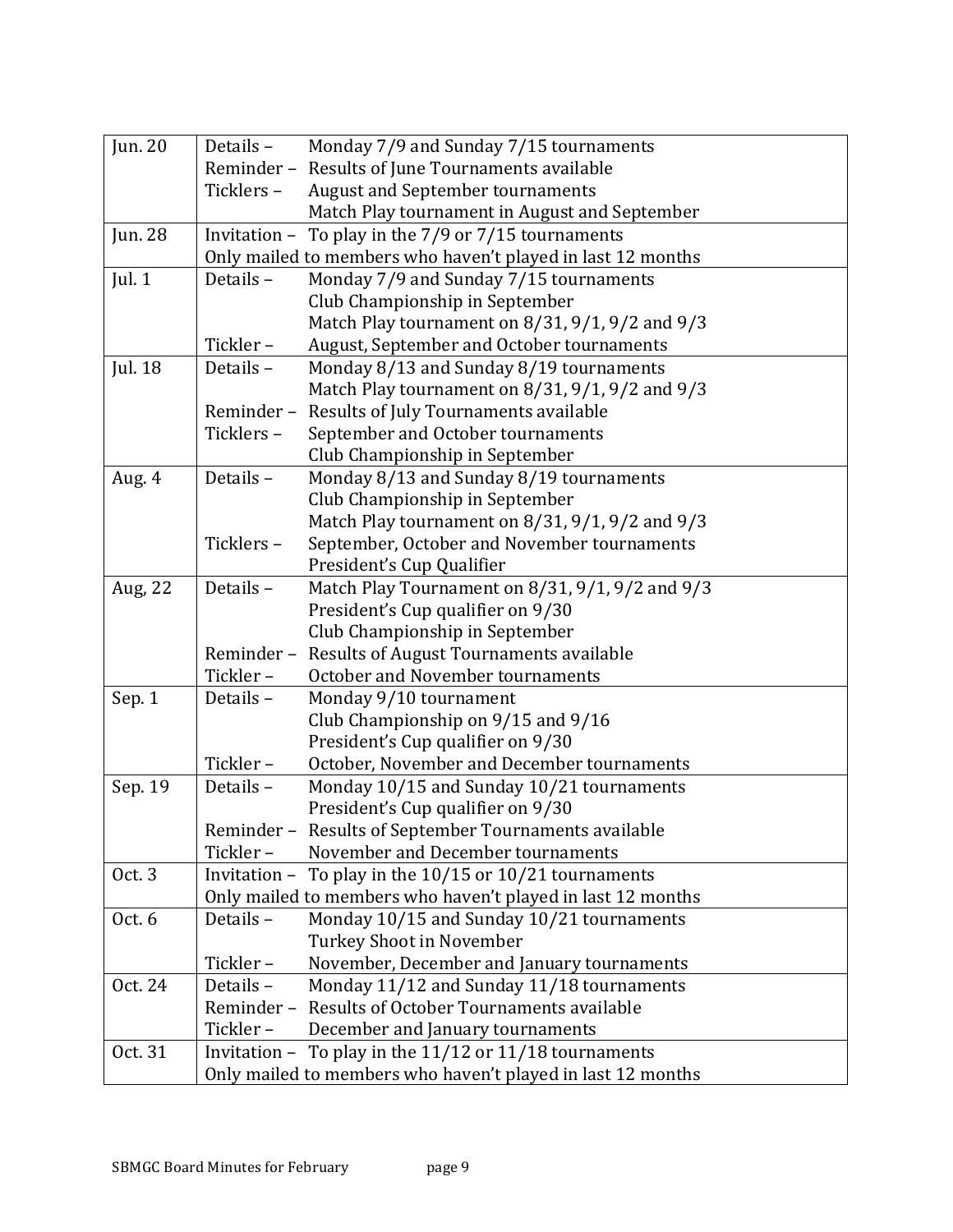| | | |
|---|---|---|
| Jun. 20 | Details – | Monday 7/9 and Sunday 7/15 tournaments |
| | Reminder – | Results of June Tournaments available |
| | Ticklers – | August and September tournaments |
| | | Match Play tournament in August and September |
| Jun. 28 | Invitation – | To play in the 7/9 or 7/15 tournaments |
| | Only mailed to members who haven't played in last 12 months | |
| Jul. 1 | Details – | Monday 7/9 and Sunday 7/15 tournaments |
| | | Club Championship in September |
| | | Match Play tournament on 8/31, 9/1, 9/2 and 9/3 |
| | Tickler – | August, September and October tournaments |
| Jul. 18 | Details – | Monday 8/13 and Sunday 8/19 tournaments |
| | | Match Play tournament on 8/31, 9/1, 9/2 and 9/3 |
| | Reminder – | Results of July Tournaments available |
| | Ticklers – | September and October tournaments |
| | | Club Championship in September |
| Aug. 4 | Details – | Monday 8/13 and Sunday 8/19 tournaments |
| | | Club Championship in September |
| | | Match Play tournament on 8/31, 9/1, 9/2 and 9/3 |
| | Ticklers – | September, October and November tournaments |
| | | President's Cup Qualifier |
| Aug, 22 | Details – | Match Play Tournament on 8/31, 9/1, 9/2 and 9/3 |
| | | President's Cup qualifier on 9/30 |
| | | Club Championship in September |
| | Reminder – | Results of August Tournaments available |
| | Tickler – | October and November tournaments |
| Sep. 1 | Details – | Monday 9/10 tournament |
| | | Club Championship on 9/15 and 9/16 |
| | | President's Cup qualifier on 9/30 |
| | Tickler – | October, November and December tournaments |
| Sep. 19 | Details – | Monday 10/15 and Sunday 10/21 tournaments |
| | | President's Cup qualifier on 9/30 |
| | Reminder – | Results of September Tournaments available |
| | Tickler – | November and December tournaments |
| Oct. 3 | Invitation – | To play in the 10/15 or 10/21 tournaments |
| | Only mailed to members who haven't played in last 12 months | |
| Oct. 6 | Details – | Monday 10/15 and Sunday 10/21 tournaments |
| | | Turkey Shoot in November |
| | Tickler – | November, December and January tournaments |
| Oct. 24 | Details – | Monday 11/12 and Sunday 11/18 tournaments |
| | Reminder – | Results of October Tournaments available |
| | Tickler – | December and January tournaments |
| Oct. 31 | Invitation – | To play in the 11/12 or 11/18 tournaments |
| | Only mailed to members who haven't played in last 12 months | |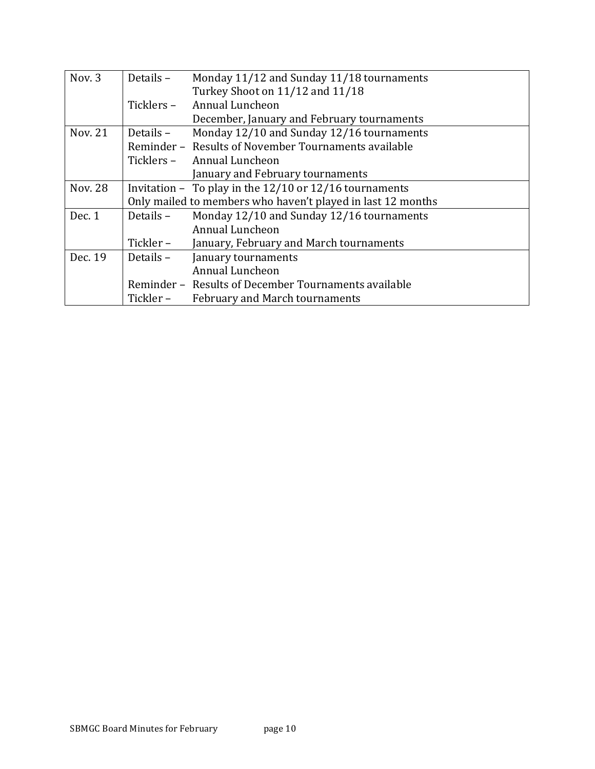| | | |
|---|---|---|
| Nov. 3 | Details – | Monday 11/12 and Sunday 11/18 tournaments<br>Turkey Shoot on 11/12 and 11/18 |
| | Ticklers – | Annual Luncheon<br>December, January and February tournaments |
| Nov. 21 | Details – | Monday 12/10 and Sunday 12/16 tournaments |
| | Reminder – | Results of November Tournaments available |
| | Ticklers – | Annual Luncheon<br>January and February tournaments |
| Nov. 28 | Invitation – | To play in the 12/10 or 12/16 tournaments |
| | Only mailed to members who haven't played in last 12 months | |
| Dec. 1 | Details – | Monday 12/10 and Sunday 12/16 tournaments<br>Annual Luncheon |
| | Tickler – | January, February and March tournaments |
| Dec. 19 | Details – | January tournaments<br>Annual Luncheon |
| | Reminder – | Results of December Tournaments available |
| | Tickler – | February and March tournaments |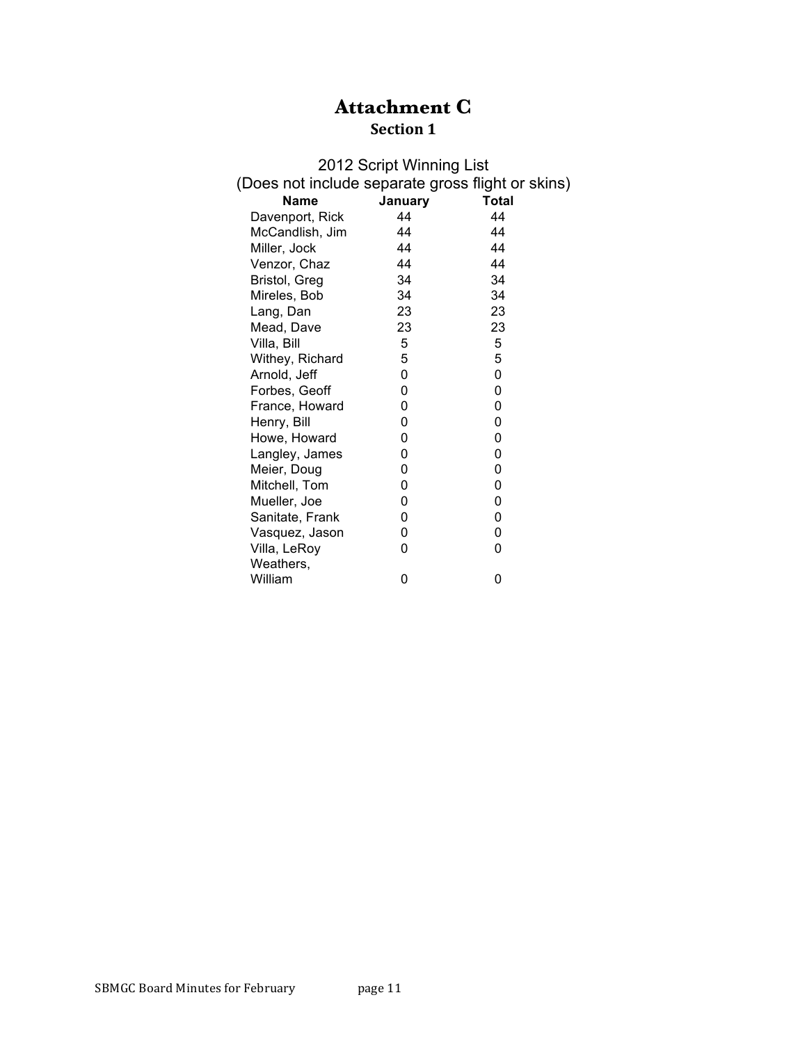# Attachment C

## Section 1

2012 Script Winning List
(Does not include separate gross flight or skins)

| Name | January | Total |
|---|---|---|
| Davenport, Rick | 44 | 44 |
| McCandlish, Jim | 44 | 44 |
| Miller, Jock | 44 | 44 |
| Venzor, Chaz | 44 | 44 |
| Bristol, Greg | 34 | 34 |
| Mireles, Bob | 34 | 34 |
| Lang, Dan | 23 | 23 |
| Mead, Dave | 23 | 23 |
| Villa, Bill | 5 | 5 |
| Withey, Richard | 5 | 5 |
| Arnold, Jeff | 0 | 0 |
| Forbes, Geoff | 0 | 0 |
| France, Howard | 0 | 0 |
| Henry, Bill | 0 | 0 |
| Howe, Howard | 0 | 0 |
| Langley, James | 0 | 0 |
| Meier, Doug | 0 | 0 |
| Mitchell, Tom | 0 | 0 |
| Mueller, Joe | 0 | 0 |
| Sanitate, Frank | 0 | 0 |
| Vasquez, Jason | 0 | 0 |
| Villa, LeRoy | 0 | 0 |
| Weathers, William | 0 | 0 |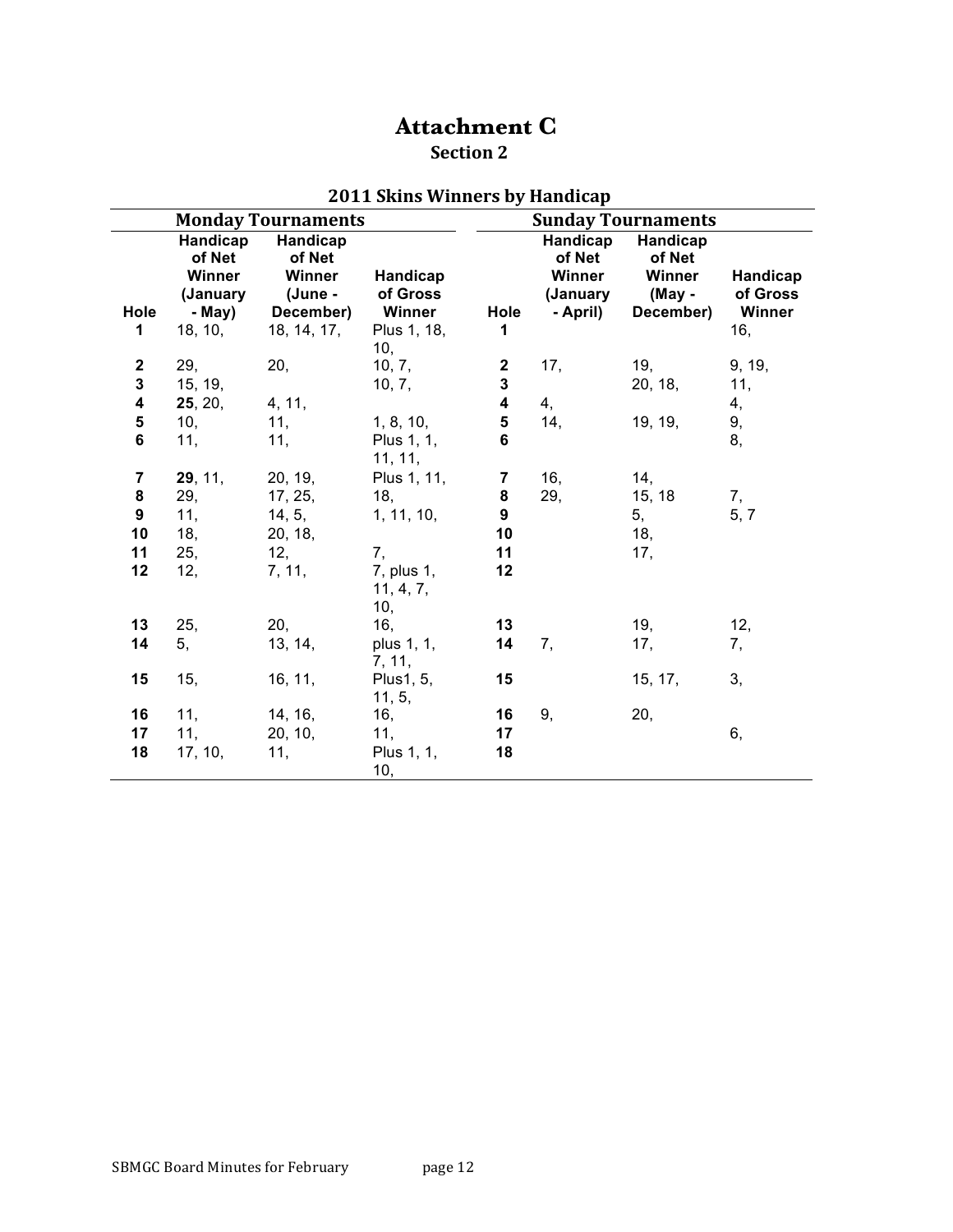# Attachment C

## Section 2

### 2011 Skins Winners by Handicap

| Monday Tournaments | | | | Sunday Tournaments | | | |
|---|---|---|---|---|---|---|---|
| Hole | Handicap of Net Winner (January - May) | Handicap of Net Winner (June - December) | Handicap of Gross Winner | Hole | Handicap of Net Winner (January - April) | Handicap of Net Winner (May - December) | Handicap of Gross Winner |
| 1 | 18, 10, | 18, 14, 17, | Plus 1, 18, 10, | 1 | | | 16, |
| 2 | 29, | 20, | 10, 7, | 2 | 17, | 19, | 9, 19, |
| 3 | 15, 19, | | 10, 7, | 3 | | 20, 18, | 11, |
| 4 | **25**, 20, | 4, 11, | | 4 | 4, | | 4, |
| 5 | 10, | 11, | 1, 8, 10, | 5 | 14, | 19, 19, | 9, |
| 6 | 11, | 11, | Plus 1, 1, 11, 11, | 6 | | | 8, |
| 7 | **29**, 11, | 20, 19, | Plus 1, 11, | 7 | 16, | 14, | |
| 8 | 29, | 17, 25, | 18, | 8 | 29, | 15, 18 | 7, |
| 9 | 11, | 14, 5, | 1, 11, 10, | 9 | | 5, | 5, 7 |
| 10 | 18, | 20, 18, | | 10 | | 18, | |
| 11 | 25, | 12, | 7, | 11 | | 17, | |
| 12 | 12, | 7, 11, | 7, plus 1, 11, 4, 7, 10, | 12 | | | |
| 13 | 25, | 20, | 16, | 13 | | 19, | 12, |
| 14 | 5, | 13, 14, | plus 1, 1, 7, 11, | 14 | 7, | 17, | 7, |
| 15 | 15, | 16, 11, | Plus1, 5, 11, 5, | 15 | | 15, 17, | 3, |
| 16 | 11, | 14, 16, | 16, | 16 | 9, | 20, | |
| 17 | 11, | 20, 10, | 11, | 17 | | | 6, |
| 18 | 17, 10, | 11, | Plus 1, 1, 10, | 18 | | | |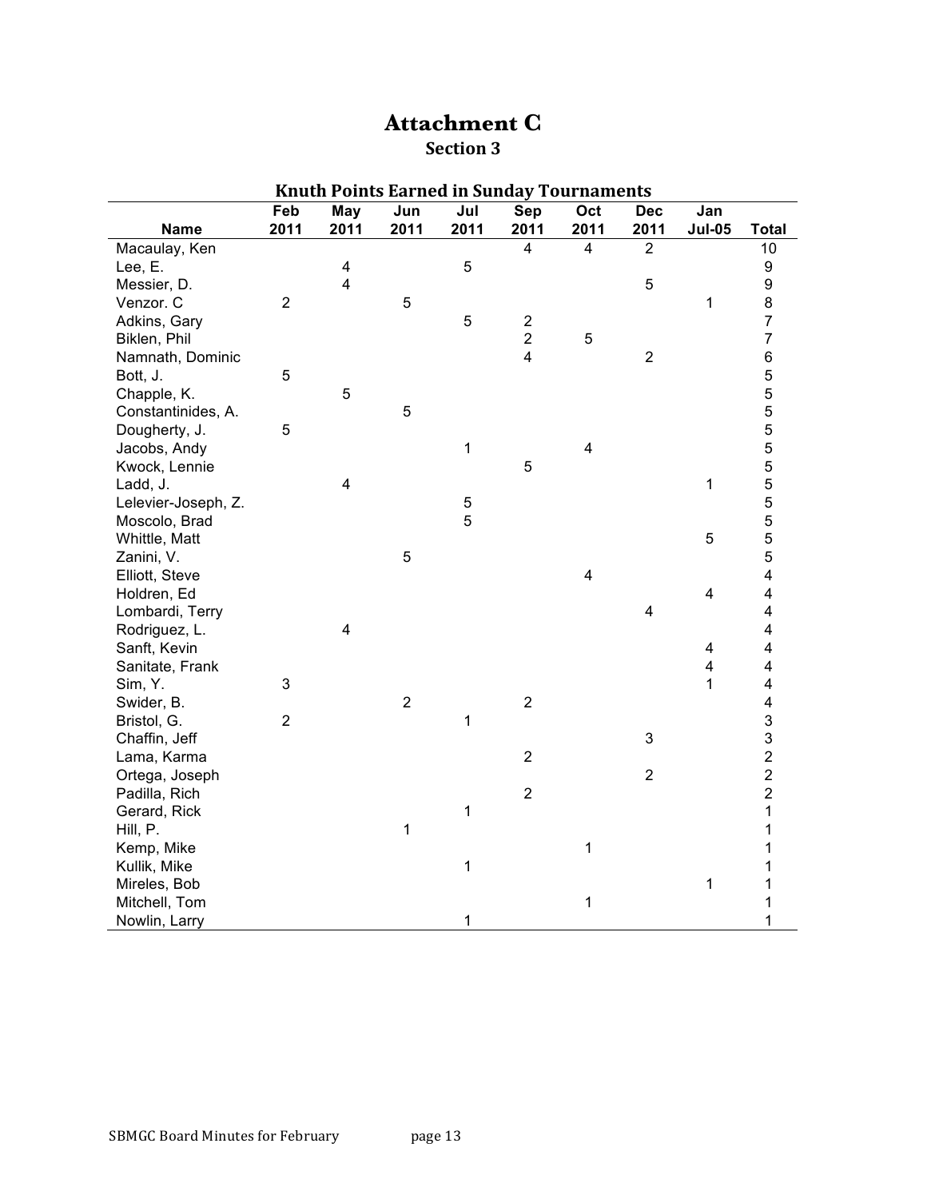# Attachment C

## Section 3

### Knuth Points Earned in Sunday Tournaments

| Name | Feb 2011 | May 2011 | Jun 2011 | Jul 2011 | Sep 2011 | Oct 2011 | Dec 2011 | Jan Jul-05 | Total |
|---|---|---|---|---|---|---|---|---|---|
| Macaulay, Ken | | | | | 4 | 4 | 2 | | 10 |
| Lee, E. | | 4 | | 5 | | | | | 9 |
| Messier, D. | | 4 | | | | | 5 | | 9 |
| Venzor. C | 2 | | 5 | | | | | 1 | 8 |
| Adkins, Gary | | | | 5 | 2 | | | | 7 |
| Biklen, Phil | | | | | 2 | 5 | | | 7 |
| Namnath, Dominic | | | | | 4 | | 2 | | 6 |
| Bott, J. | 5 | | | | | | | | 5 |
| Chapple, K. | | 5 | | | | | | | 5 |
| Constantinides, A. | | | 5 | | | | | | 5 |
| Dougherty, J. | 5 | | | | | | | | 5 |
| Jacobs, Andy | | | | 1 | | 4 | | | 5 |
| Kwock, Lennie | | | | | 5 | | | | 5 |
| Ladd, J. | | 4 | | | | | | 1 | 5 |
| Lelevier-Joseph, Z. | | | | 5 | | | | | 5 |
| Moscolo, Brad | | | | 5 | | | | | 5 |
| Whittle, Matt | | | | | | | | 5 | 5 |
| Zanini, V. | | | 5 | | | | | | 5 |
| Elliott, Steve | | | | | | 4 | | | 4 |
| Holdren, Ed | | | | | | | | 4 | 4 |
| Lombardi, Terry | | | | | | | 4 | | 4 |
| Rodriguez, L. | | 4 | | | | | | | 4 |
| Sanft, Kevin | | | | | | | | 4 | 4 |
| Sanitate, Frank | | | | | | | | 4 | 4 |
| Sim, Y. | 3 | | | | | | | 1 | 4 |
| Swider, B. | | | 2 | | 2 | | | | 4 |
| Bristol, G. | 2 | | | 1 | | | | | 3 |
| Chaffin, Jeff | | | | | | | 3 | | 3 |
| Lama, Karma | | | | | 2 | | | | 2 |
| Ortega, Joseph | | | | | | | 2 | | 2 |
| Padilla, Rich | | | | | 2 | | | | 2 |
| Gerard, Rick | | | | 1 | | | | | 1 |
| Hill, P. | | | 1 | | | | | | 1 |
| Kemp, Mike | | | | | | 1 | | | 1 |
| Kullik, Mike | | | | 1 | | | | | 1 |
| Mireles, Bob | | | | | | | | 1 | 1 |
| Mitchell, Tom | | | | | | 1 | | | 1 |
| Nowlin, Larry | | | | 1 | | | | | 1 |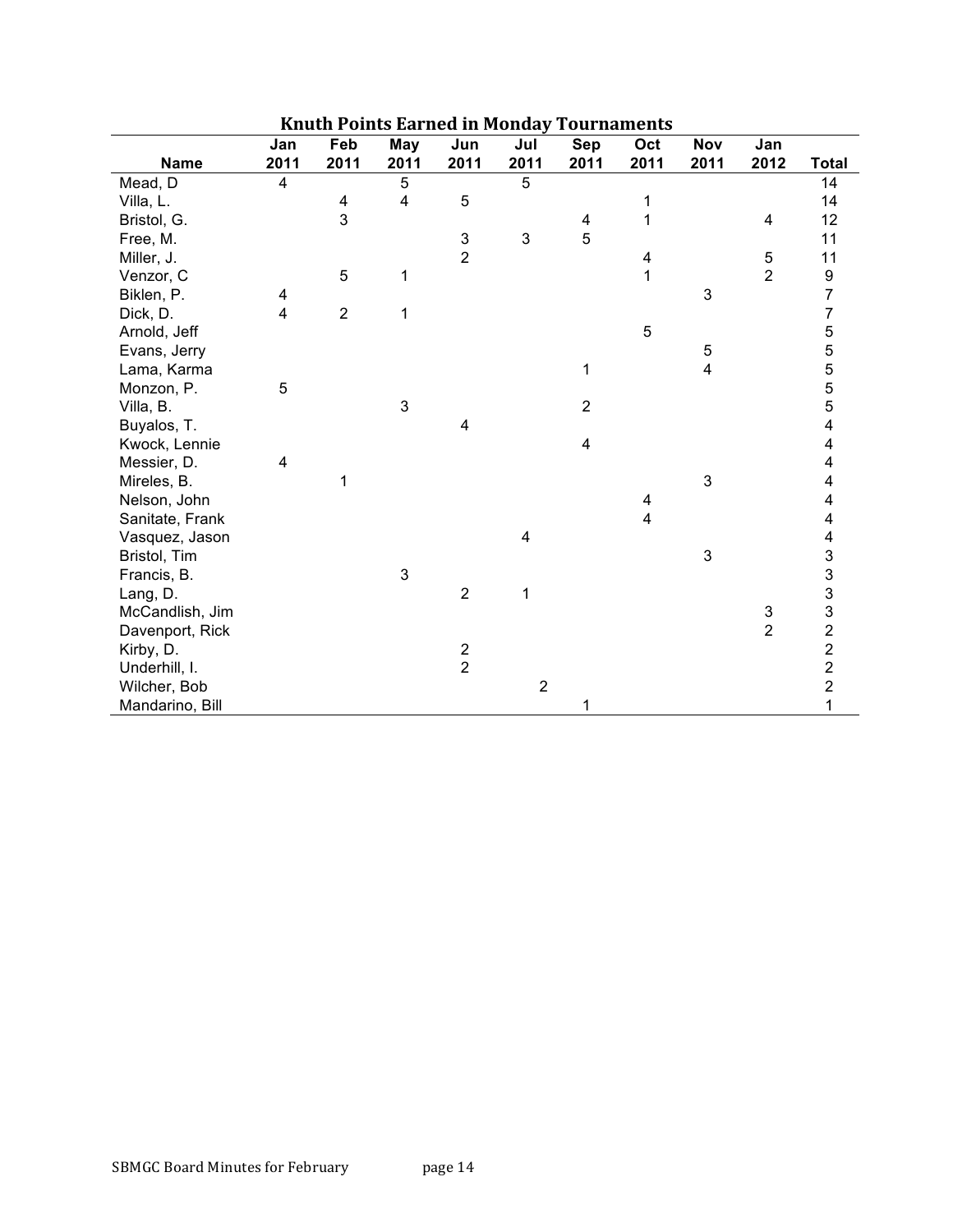### Knuth Points Earned in Monday Tournaments

| Name | Jan 2011 | Feb 2011 | May 2011 | Jun 2011 | Jul 2011 | Sep 2011 | Oct 2011 | Nov 2011 | Jan 2012 | Total |
|---|---|---|---|---|---|---|---|---|---|---|
| Mead, D | 4 | | 5 | | 5 | | | | | 14 |
| Villa, L. | | 4 | 4 | 5 | | | 1 | | | 14 |
| Bristol, G. | | 3 | | | | 4 | 1 | | 4 | 12 |
| Free, M. | | | | 3 | 3 | 5 | | | | 11 |
| Miller, J. | | | | 2 | | | 4 | | 5 | 11 |
| Venzor, C | | 5 | 1 | | | | 1 | | 2 | 9 |
| Biklen, P. | 4 | | | | | | | 3 | | 7 |
| Dick, D. | 4 | 2 | 1 | | | | | | | 7 |
| Arnold, Jeff | | | | | | | 5 | | | 5 |
| Evans, Jerry | | | | | | | | 5 | | 5 |
| Lama, Karma | | | | | | 1 | | 4 | | 5 |
| Monzon, P. | 5 | | | | | | | | | 5 |
| Villa, B. | | | 3 | | | 2 | | | | 5 |
| Buyalos, T. | | | | 4 | | | | | | 4 |
| Kwock, Lennie | | | | | | 4 | | | | 4 |
| Messier, D. | 4 | | | | | | | | | 4 |
| Mireles, B. | | 1 | | | | | | 3 | | 4 |
| Nelson, John | | | | | | | 4 | | | 4 |
| Sanitate, Frank | | | | | | | 4 | | | 4 |
| Vasquez, Jason | | | | | 4 | | | | | 4 |
| Bristol, Tim | | | | | | | | 3 | | 3 |
| Francis, B. | | | 3 | | | | | | | 3 |
| Lang, D. | | | | 2 | 1 | | | | | 3 |
| McCandlish, Jim | | | | | | | | | 3 | 3 |
| Davenport, Rick | | | | | | | | | 2 | 2 |
| Kirby, D. | | | | 2 | | | | | | 2 |
| Underhill, I. | | | | 2 | | | | | | 2 |
| Wilcher, Bob | | | | | 2 | | | | | 2 |
| Mandarino, Bill | | | | | | 1 | | | | 1 |

SBMGC Board Minutes for February